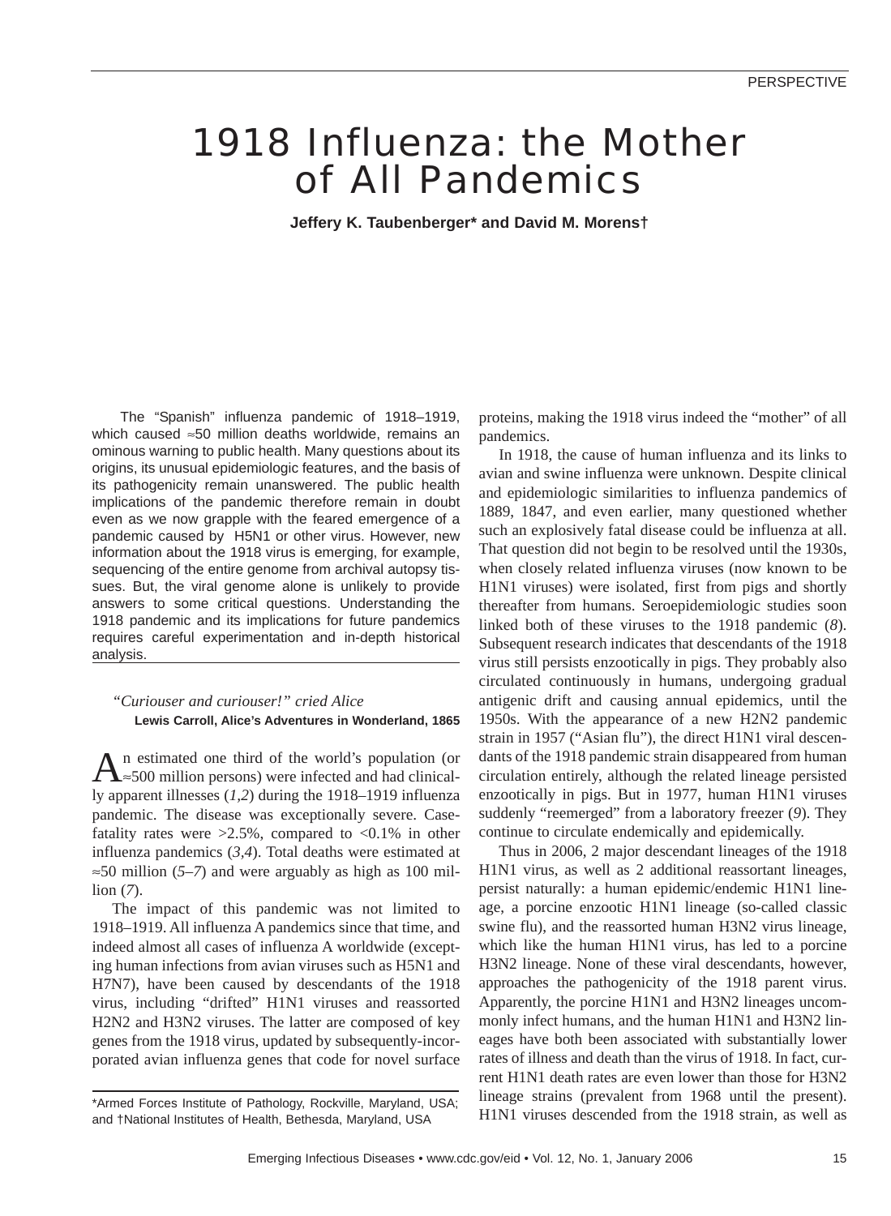PERSPECTIVE

# 1918 Influenza: the Mother of All Pandemics

**Jeffery K. Taubenberger\* and David M. Morens†**

The "Spanish" influenza pandemic of 1918–1919, which caused ≈50 million deaths worldwide, remains an ominous warning to public health. Many questions about its origins, its unusual epidemiologic features, and the basis of its pathogenicity remain unanswered. The public health implications of the pandemic therefore remain in doubt even as we now grapple with the feared emergence of a pandemic caused by H5N1 or other virus. However, new information about the 1918 virus is emerging, for example, sequencing of the entire genome from archival autopsy tissues. But, the viral genome alone is unlikely to provide answers to some critical questions. Understanding the 1918 pandemic and its implications for future pandemics requires careful experimentation and in-depth historical analysis.

*"Curiouser and curiouser!" cried Alice*
**Lewis Carroll, Alice's Adventures in Wonderland, 1865**

An estimated one third of the world's population (or ≈500 million persons) were infected and had clinically apparent illnesses (*1*,*2*) during the 1918–1919 influenza pandemic. The disease was exceptionally severe. Case-fatality rates were >2.5%, compared to <0.1% in other influenza pandemics (*3*,*4*). Total deaths were estimated at ≈50 million (*5*–*7*) and were arguably as high as 100 million (*7*).

The impact of this pandemic was not limited to 1918–1919. All influenza A pandemics since that time, and indeed almost all cases of influenza A worldwide (excepting human infections from avian viruses such as H5N1 and H7N7), have been caused by descendants of the 1918 virus, including "drifted" H1N1 viruses and reassorted H2N2 and H3N2 viruses. The latter are composed of key genes from the 1918 virus, updated by subsequently-incorporated avian influenza genes that code for novel surface proteins, making the 1918 virus indeed the "mother" of all pandemics.

In 1918, the cause of human influenza and its links to avian and swine influenza were unknown. Despite clinical and epidemiologic similarities to influenza pandemics of 1889, 1847, and even earlier, many questioned whether such an explosively fatal disease could be influenza at all. That question did not begin to be resolved until the 1930s, when closely related influenza viruses (now known to be H1N1 viruses) were isolated, first from pigs and shortly thereafter from humans. Seroepidemiologic studies soon linked both of these viruses to the 1918 pandemic (*8*). Subsequent research indicates that descendants of the 1918 virus still persists enzootically in pigs. They probably also circulated continuously in humans, undergoing gradual antigenic drift and causing annual epidemics, until the 1950s. With the appearance of a new H2N2 pandemic strain in 1957 ("Asian flu"), the direct H1N1 viral descendants of the 1918 pandemic strain disappeared from human circulation entirely, although the related lineage persisted enzootically in pigs. But in 1977, human H1N1 viruses suddenly "reemerged" from a laboratory freezer (*9*). They continue to circulate endemically and epidemically.

Thus in 2006, 2 major descendant lineages of the 1918 H1N1 virus, as well as 2 additional reassortant lineages, persist naturally: a human epidemic/endemic H1N1 lineage, a porcine enzootic H1N1 lineage (so-called classic swine flu), and the reassorted human H3N2 virus lineage, which like the human H1N1 virus, has led to a porcine H3N2 lineage. None of these viral descendants, however, approaches the pathogenicity of the 1918 parent virus. Apparently, the porcine H1N1 and H3N2 lineages uncommonly infect humans, and the human H1N1 and H3N2 lineages have both been associated with substantially lower rates of illness and death than the virus of 1918. In fact, current H1N1 death rates are even lower than those for H3N2 lineage strains (prevalent from 1968 until the present). H1N1 viruses descended from the 1918 strain, as well as

\*Armed Forces Institute of Pathology, Rockville, Maryland, USA; and †National Institutes of Health, Bethesda, Maryland, USA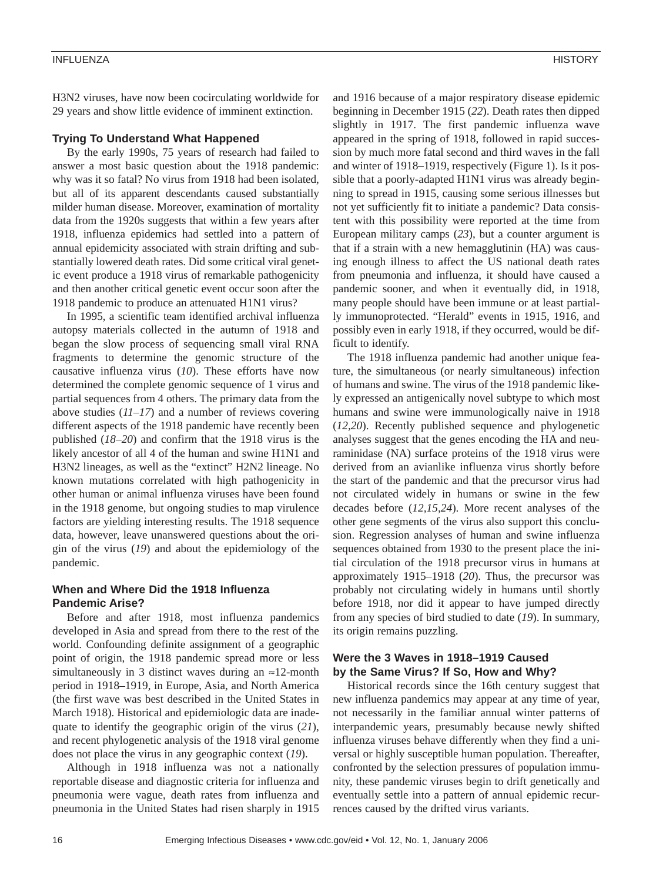H3N2 viruses, have now been cocirculating worldwide for 29 years and show little evidence of imminent extinction.

## Trying To Understand What Happened

By the early 1990s, 75 years of research had failed to answer a most basic question about the 1918 pandemic: why was it so fatal? No virus from 1918 had been isolated, but all of its apparent descendants caused substantially milder human disease. Moreover, examination of mortality data from the 1920s suggests that within a few years after 1918, influenza epidemics had settled into a pattern of annual epidemicity associated with strain drifting and substantially lowered death rates. Did some critical viral genetic event produce a 1918 virus of remarkable pathogenicity and then another critical genetic event occur soon after the 1918 pandemic to produce an attenuated H1N1 virus?

In 1995, a scientific team identified archival influenza autopsy materials collected in the autumn of 1918 and began the slow process of sequencing small viral RNA fragments to determine the genomic structure of the causative influenza virus (*10*). These efforts have now determined the complete genomic sequence of 1 virus and partial sequences from 4 others. The primary data from the above studies (*11–17*) and a number of reviews covering different aspects of the 1918 pandemic have recently been published (*18–20*) and confirm that the 1918 virus is the likely ancestor of all 4 of the human and swine H1N1 and H3N2 lineages, as well as the "extinct" H2N2 lineage. No known mutations correlated with high pathogenicity in other human or animal influenza viruses have been found in the 1918 genome, but ongoing studies to map virulence factors are yielding interesting results. The 1918 sequence data, however, leave unanswered questions about the origin of the virus (*19*) and about the epidemiology of the pandemic.

## When and Where Did the 1918 Influenza Pandemic Arise?

Before and after 1918, most influenza pandemics developed in Asia and spread from there to the rest of the world. Confounding definite assignment of a geographic point of origin, the 1918 pandemic spread more or less simultaneously in 3 distinct waves during an ≈12-month period in 1918–1919, in Europe, Asia, and North America (the first wave was best described in the United States in March 1918). Historical and epidemiologic data are inadequate to identify the geographic origin of the virus (*21*), and recent phylogenetic analysis of the 1918 viral genome does not place the virus in any geographic context (*19*).

Although in 1918 influenza was not a nationally reportable disease and diagnostic criteria for influenza and pneumonia were vague, death rates from influenza and pneumonia in the United States had risen sharply in 1915 and 1916 because of a major respiratory disease epidemic beginning in December 1915 (*22*). Death rates then dipped slightly in 1917. The first pandemic influenza wave appeared in the spring of 1918, followed in rapid succession by much more fatal second and third waves in the fall and winter of 1918–1919, respectively (Figure 1). Is it possible that a poorly-adapted H1N1 virus was already beginning to spread in 1915, causing some serious illnesses but not yet sufficiently fit to initiate a pandemic? Data consistent with this possibility were reported at the time from European military camps (*23*), but a counter argument is that if a strain with a new hemagglutinin (HA) was causing enough illness to affect the US national death rates from pneumonia and influenza, it should have caused a pandemic sooner, and when it eventually did, in 1918, many people should have been immune or at least partially immunoprotected. "Herald" events in 1915, 1916, and possibly even in early 1918, if they occurred, would be difficult to identify.

The 1918 influenza pandemic had another unique feature, the simultaneous (or nearly simultaneous) infection of humans and swine. The virus of the 1918 pandemic likely expressed an antigenically novel subtype to which most humans and swine were immunologically naive in 1918 (*12,20*). Recently published sequence and phylogenetic analyses suggest that the genes encoding the HA and neuraminidase (NA) surface proteins of the 1918 virus were derived from an avianlike influenza virus shortly before the start of the pandemic and that the precursor virus had not circulated widely in humans or swine in the few decades before (*12,15,24*). More recent analyses of the other gene segments of the virus also support this conclusion. Regression analyses of human and swine influenza sequences obtained from 1930 to the present place the initial circulation of the 1918 precursor virus in humans at approximately 1915–1918 (*20*). Thus, the precursor was probably not circulating widely in humans until shortly before 1918, nor did it appear to have jumped directly from any species of bird studied to date (*19*). In summary, its origin remains puzzling.

## Were the 3 Waves in 1918–1919 Caused by the Same Virus? If So, How and Why?

Historical records since the 16th century suggest that new influenza pandemics may appear at any time of year, not necessarily in the familiar annual winter patterns of interpandemic years, presumably because newly shifted influenza viruses behave differently when they find a universal or highly susceptible human population. Thereafter, confronted by the selection pressures of population immunity, these pandemic viruses begin to drift genetically and eventually settle into a pattern of annual epidemic recurrences caused by the drifted virus variants.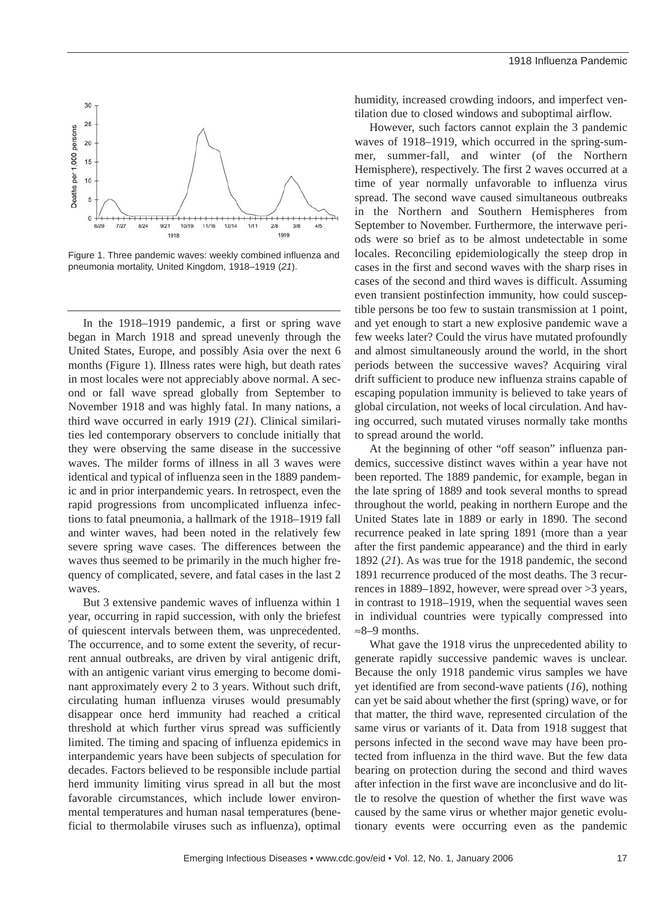Figure 1. Three pandemic waves: weekly combined influenza and pneumonia mortality, United Kingdom, 1918–1919 (*21*).

In the 1918–1919 pandemic, a first or spring wave began in March 1918 and spread unevenly through the United States, Europe, and possibly Asia over the next 6 months (Figure 1). Illness rates were high, but death rates in most locales were not appreciably above normal. A second or fall wave spread globally from September to November 1918 and was highly fatal. In many nations, a third wave occurred in early 1919 (*21*). Clinical similarities led contemporary observers to conclude initially that they were observing the same disease in the successive waves. The milder forms of illness in all 3 waves were identical and typical of influenza seen in the 1889 pandemic and in prior interpandemic years. In retrospect, even the rapid progressions from uncomplicated influenza infections to fatal pneumonia, a hallmark of the 1918–1919 fall and winter waves, had been noted in the relatively few severe spring wave cases. The differences between the waves thus seemed to be primarily in the much higher frequency of complicated, severe, and fatal cases in the last 2 waves.

But 3 extensive pandemic waves of influenza within 1 year, occurring in rapid succession, with only the briefest of quiescent intervals between them, was unprecedented. The occurrence, and to some extent the severity, of recurrent annual outbreaks, are driven by viral antigenic drift, with an antigenic variant virus emerging to become dominant approximately every 2 to 3 years. Without such drift, circulating human influenza viruses would presumably disappear once herd immunity had reached a critical threshold at which further virus spread was sufficiently limited. The timing and spacing of influenza epidemics in interpandemic years have been subjects of speculation for decades. Factors believed to be responsible include partial herd immunity limiting virus spread in all but the most favorable circumstances, which include lower environmental temperatures and human nasal temperatures (beneficial to thermolabile viruses such as influenza), optimal humidity, increased crowding indoors, and imperfect ventilation due to closed windows and suboptimal airflow.

However, such factors cannot explain the 3 pandemic waves of 1918–1919, which occurred in the spring-summer, summer-fall, and winter (of the Northern Hemisphere), respectively. The first 2 waves occurred at a time of year normally unfavorable to influenza virus spread. The second wave caused simultaneous outbreaks in the Northern and Southern Hemispheres from September to November. Furthermore, the interwave periods were so brief as to be almost undetectable in some locales. Reconciling epidemiologically the steep drop in cases in the first and second waves with the sharp rises in cases of the second and third waves is difficult. Assuming even transient postinfection immunity, how could susceptible persons be too few to sustain transmission at 1 point, and yet enough to start a new explosive pandemic wave a few weeks later? Could the virus have mutated profoundly and almost simultaneously around the world, in the short periods between the successive waves? Acquiring viral drift sufficient to produce new influenza strains capable of escaping population immunity is believed to take years of global circulation, not weeks of local circulation. And having occurred, such mutated viruses normally take months to spread around the world.

At the beginning of other "off season" influenza pandemics, successive distinct waves within a year have not been reported. The 1889 pandemic, for example, began in the late spring of 1889 and took several months to spread throughout the world, peaking in northern Europe and the United States late in 1889 or early in 1890. The second recurrence peaked in late spring 1891 (more than a year after the first pandemic appearance) and the third in early 1892 (*21*). As was true for the 1918 pandemic, the second 1891 recurrence produced of the most deaths. The 3 recurrences in 1889–1892, however, were spread over >3 years, in contrast to 1918–1919, when the sequential waves seen in individual countries were typically compressed into ≈8–9 months.

What gave the 1918 virus the unprecedented ability to generate rapidly successive pandemic waves is unclear. Because the only 1918 pandemic virus samples we have yet identified are from second-wave patients (*16*), nothing can yet be said about whether the first (spring) wave, or for that matter, the third wave, represented circulation of the same virus or variants of it. Data from 1918 suggest that persons infected in the second wave may have been protected from influenza in the third wave. But the few data bearing on protection during the second and third waves after infection in the first wave are inconclusive and do little to resolve the question of whether the first wave was caused by the same virus or whether major genetic evolutionary events were occurring even as the pandemic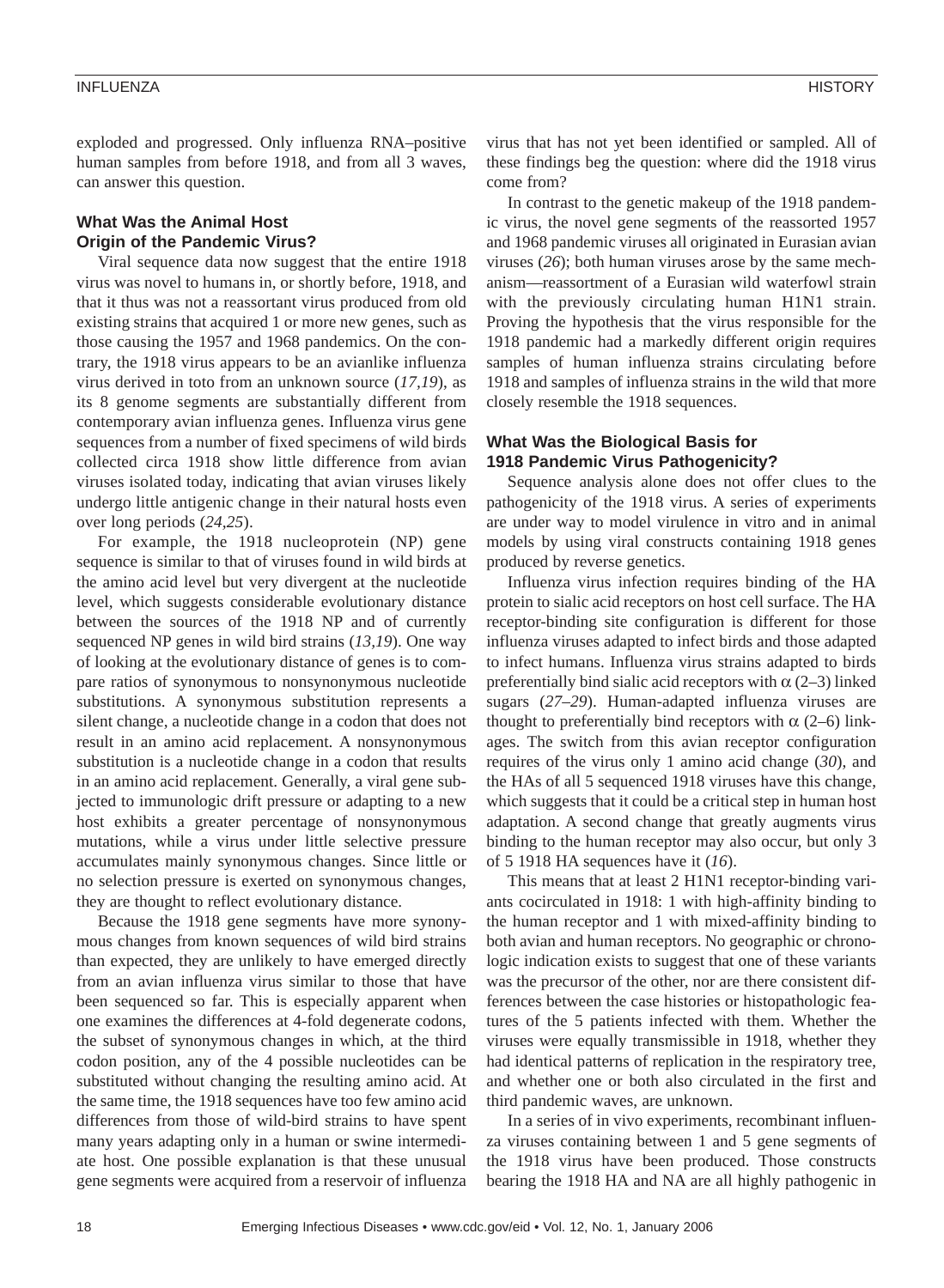exploded and progressed. Only influenza RNA–positive human samples from before 1918, and from all 3 waves, can answer this question.

### What Was the Animal Host Origin of the Pandemic Virus?

Viral sequence data now suggest that the entire 1918 virus was novel to humans in, or shortly before, 1918, and that it thus was not a reassortant virus produced from old existing strains that acquired 1 or more new genes, such as those causing the 1957 and 1968 pandemics. On the contrary, the 1918 virus appears to be an avianlike influenza virus derived in toto from an unknown source (*17,19*), as its 8 genome segments are substantially different from contemporary avian influenza genes. Influenza virus gene sequences from a number of fixed specimens of wild birds collected circa 1918 show little difference from avian viruses isolated today, indicating that avian viruses likely undergo little antigenic change in their natural hosts even over long periods (*24,25*).

For example, the 1918 nucleoprotein (NP) gene sequence is similar to that of viruses found in wild birds at the amino acid level but very divergent at the nucleotide level, which suggests considerable evolutionary distance between the sources of the 1918 NP and of currently sequenced NP genes in wild bird strains (*13,19*). One way of looking at the evolutionary distance of genes is to compare ratios of synonymous to nonsynonymous nucleotide substitutions. A synonymous substitution represents a silent change, a nucleotide change in a codon that does not result in an amino acid replacement. A nonsynonymous substitution is a nucleotide change in a codon that results in an amino acid replacement. Generally, a viral gene subjected to immunologic drift pressure or adapting to a new host exhibits a greater percentage of nonsynonymous mutations, while a virus under little selective pressure accumulates mainly synonymous changes. Since little or no selection pressure is exerted on synonymous changes, they are thought to reflect evolutionary distance.

Because the 1918 gene segments have more synonymous changes from known sequences of wild bird strains than expected, they are unlikely to have emerged directly from an avian influenza virus similar to those that have been sequenced so far. This is especially apparent when one examines the differences at 4-fold degenerate codons, the subset of synonymous changes in which, at the third codon position, any of the 4 possible nucleotides can be substituted without changing the resulting amino acid. At the same time, the 1918 sequences have too few amino acid differences from those of wild-bird strains to have spent many years adapting only in a human or swine intermediate host. One possible explanation is that these unusual gene segments were acquired from a reservoir of influenza virus that has not yet been identified or sampled. All of these findings beg the question: where did the 1918 virus come from?

In contrast to the genetic makeup of the 1918 pandemic virus, the novel gene segments of the reassorted 1957 and 1968 pandemic viruses all originated in Eurasian avian viruses (*26*); both human viruses arose by the same mechanism—reassortment of a Eurasian wild waterfowl strain with the previously circulating human H1N1 strain. Proving the hypothesis that the virus responsible for the 1918 pandemic had a markedly different origin requires samples of human influenza strains circulating before 1918 and samples of influenza strains in the wild that more closely resemble the 1918 sequences.

### What Was the Biological Basis for 1918 Pandemic Virus Pathogenicity?

Sequence analysis alone does not offer clues to the pathogenicity of the 1918 virus. A series of experiments are under way to model virulence in vitro and in animal models by using viral constructs containing 1918 genes produced by reverse genetics.

Influenza virus infection requires binding of the HA protein to sialic acid receptors on host cell surface. The HA receptor-binding site configuration is different for those influenza viruses adapted to infect birds and those adapted to infect humans. Influenza virus strains adapted to birds preferentially bind sialic acid receptors with $\alpha$ (2–3) linked sugars (*27–29*). Human-adapted influenza viruses are thought to preferentially bind receptors with $\alpha$ (2–6) linkages. The switch from this avian receptor configuration requires of the virus only 1 amino acid change (*30*), and the HAs of all 5 sequenced 1918 viruses have this change, which suggests that it could be a critical step in human host adaptation. A second change that greatly augments virus binding to the human receptor may also occur, but only 3 of 5 1918 HA sequences have it (*16*).

This means that at least 2 H1N1 receptor-binding variants cocirculated in 1918: 1 with high-affinity binding to the human receptor and 1 with mixed-affinity binding to both avian and human receptors. No geographic or chronologic indication exists to suggest that one of these variants was the precursor of the other, nor are there consistent differences between the case histories or histopathologic features of the 5 patients infected with them. Whether the viruses were equally transmissible in 1918, whether they had identical patterns of replication in the respiratory tree, and whether one or both also circulated in the first and third pandemic waves, are unknown.

In a series of in vivo experiments, recombinant influenza viruses containing between 1 and 5 gene segments of the 1918 virus have been produced. Those constructs bearing the 1918 HA and NA are all highly pathogenic in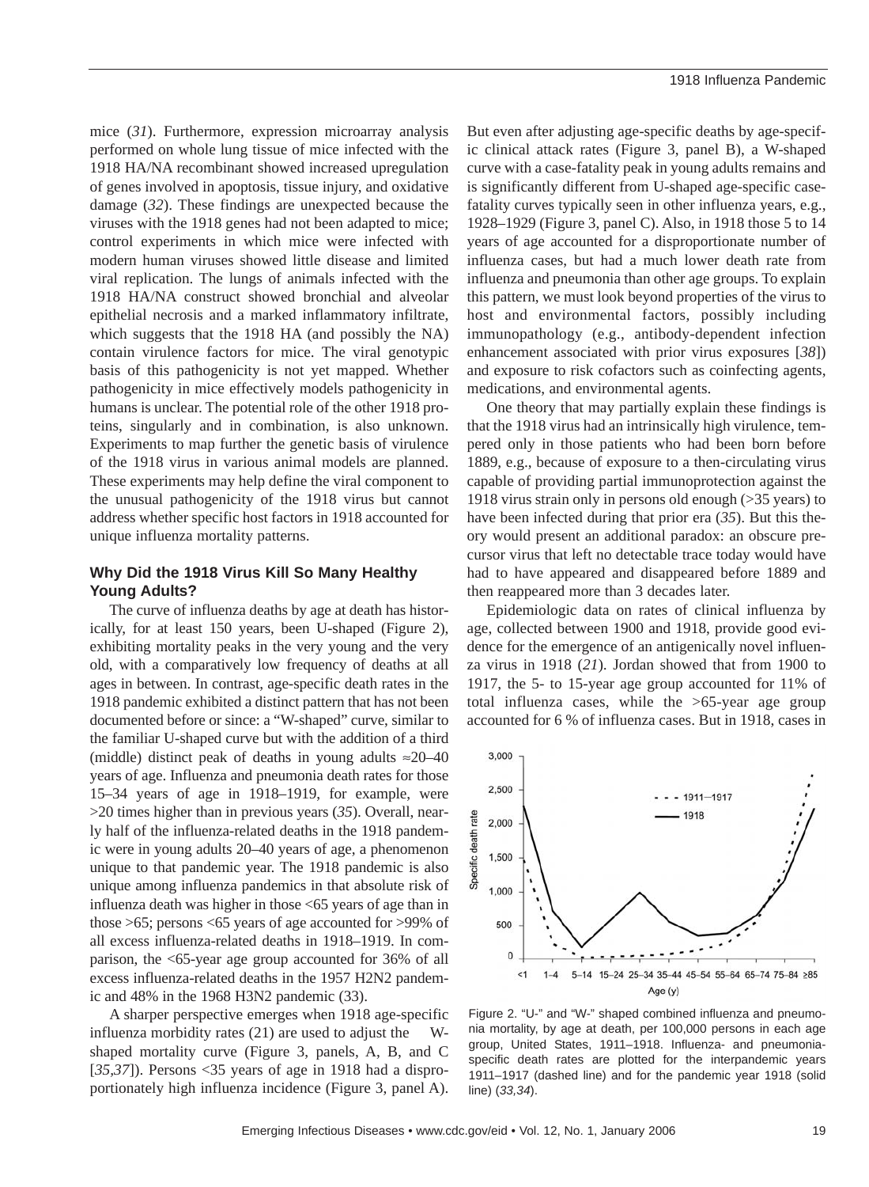mice (*31*). Furthermore, expression microarray analysis performed on whole lung tissue of mice infected with the 1918 HA/NA recombinant showed increased upregulation of genes involved in apoptosis, tissue injury, and oxidative damage (*32*). These findings are unexpected because the viruses with the 1918 genes had not been adapted to mice; control experiments in which mice were infected with modern human viruses showed little disease and limited viral replication. The lungs of animals infected with the 1918 HA/NA construct showed bronchial and alveolar epithelial necrosis and a marked inflammatory infiltrate, which suggests that the 1918 HA (and possibly the NA) contain virulence factors for mice. The viral genotypic basis of this pathogenicity is not yet mapped. Whether pathogenicity in mice effectively models pathogenicity in humans is unclear. The potential role of the other 1918 proteins, singularly and in combination, is also unknown. Experiments to map further the genetic basis of virulence of the 1918 virus in various animal models are planned. These experiments may help define the viral component to the unusual pathogenicity of the 1918 virus but cannot address whether specific host factors in 1918 accounted for unique influenza mortality patterns.

### Why Did the 1918 Virus Kill So Many Healthy Young Adults?

The curve of influenza deaths by age at death has historically, for at least 150 years, been U-shaped (Figure 2), exhibiting mortality peaks in the very young and the very old, with a comparatively low frequency of deaths at all ages in between. In contrast, age-specific death rates in the 1918 pandemic exhibited a distinct pattern that has not been documented before or since: a "W-shaped" curve, similar to the familiar U-shaped curve but with the addition of a third (middle) distinct peak of deaths in young adults ≈20–40 years of age. Influenza and pneumonia death rates for those 15–34 years of age in 1918–1919, for example, were >20 times higher than in previous years (*35*). Overall, nearly half of the influenza-related deaths in the 1918 pandemic were in young adults 20–40 years of age, a phenomenon unique to that pandemic year. The 1918 pandemic is also unique among influenza pandemics in that absolute risk of influenza death was higher in those <65 years of age than in those >65; persons <65 years of age accounted for >99% of all excess influenza-related deaths in 1918–1919. In comparison, the <65-year age group accounted for 36% of all excess influenza-related deaths in the 1957 H2N2 pandemic and 48% in the 1968 H3N2 pandemic (33).

A sharper perspective emerges when 1918 age-specific influenza morbidity rates (21) are used to adjust the W-shaped mortality curve (Figure 3, panels, A, B, and C [*35*,*37*]). Persons <35 years of age in 1918 had a disproportionately high influenza incidence (Figure 3, panel A). But even after adjusting age-specific deaths by age-specific clinical attack rates (Figure 3, panel B), a W-shaped curve with a case-fatality peak in young adults remains and is significantly different from U-shaped age-specific case-fatality curves typically seen in other influenza years, e.g., 1928–1929 (Figure 3, panel C). Also, in 1918 those 5 to 14 years of age accounted for a disproportionate number of influenza cases, but had a much lower death rate from influenza and pneumonia than other age groups. To explain this pattern, we must look beyond properties of the virus to host and environmental factors, possibly including immunopathology (e.g., antibody-dependent infection enhancement associated with prior virus exposures [*38*]) and exposure to risk cofactors such as coinfecting agents, medications, and environmental agents.

One theory that may partially explain these findings is that the 1918 virus had an intrinsically high virulence, tempered only in those patients who had been born before 1889, e.g., because of exposure to a then-circulating virus capable of providing partial immunoprotection against the 1918 virus strain only in persons old enough (>35 years) to have been infected during that prior era (*35*). But this theory would present an additional paradox: an obscure precursor virus that left no detectable trace today would have had to have appeared and disappeared before 1889 and then reappeared more than 3 decades later.

Epidemiologic data on rates of clinical influenza by age, collected between 1900 and 1918, provide good evidence for the emergence of an antigenically novel influenza virus in 1918 (*21*). Jordan showed that from 1900 to 1917, the 5- to 15-year age group accounted for 11% of total influenza cases, while the >65-year age group accounted for 6 % of influenza cases. But in 1918, cases in

Figure 2. "U-" and "W-" shaped combined influenza and pneumonia mortality, by age at death, per 100,000 persons in each age group, United States, 1911–1918. Influenza- and pneumonia-specific death rates are plotted for the interpandemic years 1911–1917 (dashed line) and for the pandemic year 1918 (solid line) (*33*,*34*).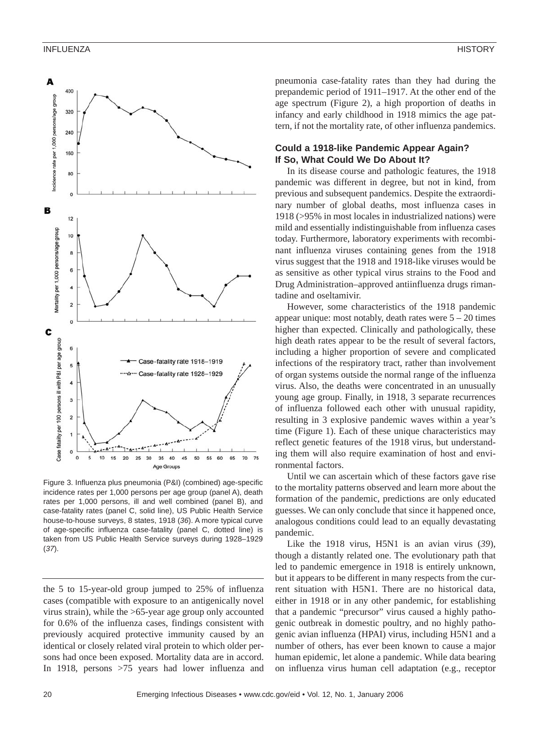Figure 3. Influenza plus pneumonia (P&I) (combined) age-specific incidence rates per 1,000 persons per age group (panel A), death rates per 1,000 persons, ill and well combined (panel B), and case-fatality rates (panel C, solid line), US Public Health Service house-to-house surveys, 8 states, 1918 (*36*). A more typical curve of age-specific influenza case-fatality (panel C, dotted line) is taken from US Public Health Service surveys during 1928–1929 (*37*).

the 5 to 15-year-old group jumped to 25% of influenza cases (compatible with exposure to an antigenically novel virus strain), while the >65-year age group only accounted for 0.6% of the influenza cases, findings consistent with previously acquired protective immunity caused by an identical or closely related viral protein to which older persons had once been exposed. Mortality data are in accord. In 1918, persons >75 years had lower influenza and pneumonia case-fatality rates than they had during the prepandemic period of 1911–1917. At the other end of the age spectrum (Figure 2), a high proportion of deaths in infancy and early childhood in 1918 mimics the age pattern, if not the mortality rate, of other influenza pandemics.

## Could a 1918-like Pandemic Appear Again? If So, What Could We Do About It?

In its disease course and pathologic features, the 1918 pandemic was different in degree, but not in kind, from previous and subsequent pandemics. Despite the extraordinary number of global deaths, most influenza cases in 1918 (>95% in most locales in industrialized nations) were mild and essentially indistinguishable from influenza cases today. Furthermore, laboratory experiments with recombinant influenza viruses containing genes from the 1918 virus suggest that the 1918 and 1918-like viruses would be as sensitive as other typical virus strains to the Food and Drug Administration–approved antiinfluenza drugs rimantadine and oseltamivir.

However, some characteristics of the 1918 pandemic appear unique: most notably, death rates were 5 – 20 times higher than expected. Clinically and pathologically, these high death rates appear to be the result of several factors, including a higher proportion of severe and complicated infections of the respiratory tract, rather than involvement of organ systems outside the normal range of the influenza virus. Also, the deaths were concentrated in an unusually young age group. Finally, in 1918, 3 separate recurrences of influenza followed each other with unusual rapidity, resulting in 3 explosive pandemic waves within a year's time (Figure 1). Each of these unique characteristics may reflect genetic features of the 1918 virus, but understanding them will also require examination of host and environmental factors.

Until we can ascertain which of these factors gave rise to the mortality patterns observed and learn more about the formation of the pandemic, predictions are only educated guesses. We can only conclude that since it happened once, analogous conditions could lead to an equally devastating pandemic.

Like the 1918 virus, H5N1 is an avian virus (*39*), though a distantly related one. The evolutionary path that led to pandemic emergence in 1918 is entirely unknown, but it appears to be different in many respects from the current situation with H5N1. There are no historical data, either in 1918 or in any other pandemic, for establishing that a pandemic "precursor" virus caused a highly pathogenic outbreak in domestic poultry, and no highly pathogenic avian influenza (HPAI) virus, including H5N1 and a number of others, has ever been known to cause a major human epidemic, let alone a pandemic. While data bearing on influenza virus human cell adaptation (e.g., receptor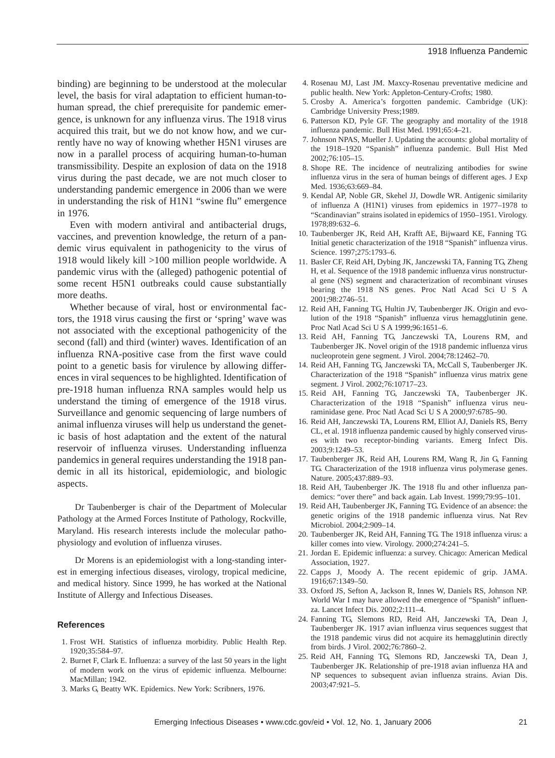binding) are beginning to be understood at the molecular level, the basis for viral adaptation to efficient human-to-human spread, the chief prerequisite for pandemic emergence, is unknown for any influenza virus. The 1918 virus acquired this trait, but we do not know how, and we currently have no way of knowing whether H5N1 viruses are now in a parallel process of acquiring human-to-human transmissibility. Despite an explosion of data on the 1918 virus during the past decade, we are not much closer to understanding pandemic emergence in 2006 than we were in understanding the risk of H1N1 "swine flu" emergence in 1976.

Even with modern antiviral and antibacterial drugs, vaccines, and prevention knowledge, the return of a pandemic virus equivalent in pathogenicity to the virus of 1918 would likely kill >100 million people worldwide. A pandemic virus with the (alleged) pathogenic potential of some recent H5N1 outbreaks could cause substantially more deaths.

Whether because of viral, host or environmental factors, the 1918 virus causing the first or 'spring' wave was not associated with the exceptional pathogenicity of the second (fall) and third (winter) waves. Identification of an influenza RNA-positive case from the first wave could point to a genetic basis for virulence by allowing differences in viral sequences to be highlighted. Identification of pre-1918 human influenza RNA samples would help us understand the timing of emergence of the 1918 virus. Surveillance and genomic sequencing of large numbers of animal influenza viruses will help us understand the genetic basis of host adaptation and the extent of the natural reservoir of influenza viruses. Understanding influenza pandemics in general requires understanding the 1918 pandemic in all its historical, epidemiologic, and biologic aspects.

Dr Taubenberger is chair of the Department of Molecular Pathology at the Armed Forces Institute of Pathology, Rockville, Maryland. His research interests include the molecular pathophysiology and evolution of influenza viruses.

Dr Morens is an epidemiologist with a long-standing interest in emerging infectious diseases, virology, tropical medicine, and medical history. Since 1999, he has worked at the National Institute of Allergy and Infectious Diseases.

## References

1. Frost WH. Statistics of influenza morbidity. Public Health Rep. 1920;35:584–97.
2. Burnet F, Clark E. Influenza: a survey of the last 50 years in the light of modern work on the virus of epidemic influenza. Melbourne: MacMillan; 1942.
3. Marks G, Beatty WK. Epidemics. New York: Scribners, 1976.
4. Rosenau MJ, Last JM. Maxcy-Rosenau preventative medicine and public health. New York: Appleton-Century-Crofts; 1980.
5. Crosby A. America's forgotten pandemic. Cambridge (UK): Cambridge University Press;1989.
6. Patterson KD, Pyle GF. The geography and mortality of the 1918 influenza pandemic. Bull Hist Med. 1991;65:4–21.
7. Johnson NPAS, Mueller J. Updating the accounts: global mortality of the 1918–1920 "Spanish" influenza pandemic. Bull Hist Med 2002;76:105–15.
8. Shope RE. The incidence of neutralizing antibodies for swine influenza virus in the sera of human beings of different ages. J Exp Med. 1936;63:669–84.
9. Kendal AP, Noble GR, Skehel JJ, Dowdle WR. Antigenic similarity of influenza A (H1N1) viruses from epidemics in 1977–1978 to "Scandinavian" strains isolated in epidemics of 1950–1951. Virology. 1978;89:632–6.
10. Taubenberger JK, Reid AH, Krafft AE, Bijwaard KE, Fanning TG. Initial genetic characterization of the 1918 "Spanish" influenza virus. Science. 1997;275:1793–6.
11. Basler CF, Reid AH, Dybing JK, Janczewski TA, Fanning TG, Zheng H, et al. Sequence of the 1918 pandemic influenza virus nonstructural gene (NS) segment and characterization of recombinant viruses bearing the 1918 NS genes. Proc Natl Acad Sci U S A 2001;98:2746–51.
12. Reid AH, Fanning TG, Hultin JV, Taubenberger JK. Origin and evolution of the 1918 "Spanish" influenza virus hemagglutinin gene. Proc Natl Acad Sci U S A 1999;96:1651–6.
13. Reid AH, Fanning TG, Janczewski TA, Lourens RM, and Taubenberger JK. Novel origin of the 1918 pandemic influenza virus nucleoprotein gene segment. J Virol. 2004;78:12462–70.
14. Reid AH, Fanning TG, Janczewski TA, McCall S, Taubenberger JK. Characterization of the 1918 "Spanish" influenza virus matrix gene segment. J Virol. 2002;76:10717–23.
15. Reid AH, Fanning TG, Janczewski TA, Taubenberger JK. Characterization of the 1918 "Spanish" influenza virus neuraminidase gene. Proc Natl Acad Sci U S A 2000;97:6785–90.
16. Reid AH, Janczewski TA, Lourens RM, Elliot AJ, Daniels RS, Berry CL, et al. 1918 influenza pandemic caused by highly conserved viruses with two receptor-binding variants. Emerg Infect Dis. 2003;9:1249–53.
17. Taubenberger JK, Reid AH, Lourens RM, Wang R, Jin G, Fanning TG. Characterization of the 1918 influenza virus polymerase genes. Nature. 2005;437:889–93.
18. Reid AH, Taubenberger JK. The 1918 flu and other influenza pandemics: "over there" and back again. Lab Invest. 1999;79:95–101.
19. Reid AH, Taubenberger JK, Fanning TG. Evidence of an absence: the genetic origins of the 1918 pandemic influenza virus. Nat Rev Microbiol. 2004;2:909–14.
20. Taubenberger JK, Reid AH, Fanning TG. The 1918 influenza virus: a killer comes into view. Virology. 2000;274:241–5.
21. Jordan E. Epidemic influenza: a survey. Chicago: American Medical Association, 1927.
22. Capps J, Moody A. The recent epidemic of grip. JAMA. 1916;67:1349–50.
33. Oxford JS, Sefton A, Jackson R, Innes W, Daniels RS, Johnson NP. World War I may have allowed the emergence of "Spanish" influenza. Lancet Infect Dis. 2002;2:111–4.
24. Fanning TG, Slemons RD, Reid AH, Janczewski TA, Dean J, Taubenberger JK. 1917 avian influenza virus sequences suggest that the 1918 pandemic virus did not acquire its hemagglutinin directly from birds. J Virol. 2002;76:7860–2.
25. Reid AH, Fanning TG, Slemons RD, Janczewski TA, Dean J, Taubenberger JK. Relationship of pre-1918 avian influenza HA and NP sequences to subsequent avian influenza strains. Avian Dis. 2003;47:921–5.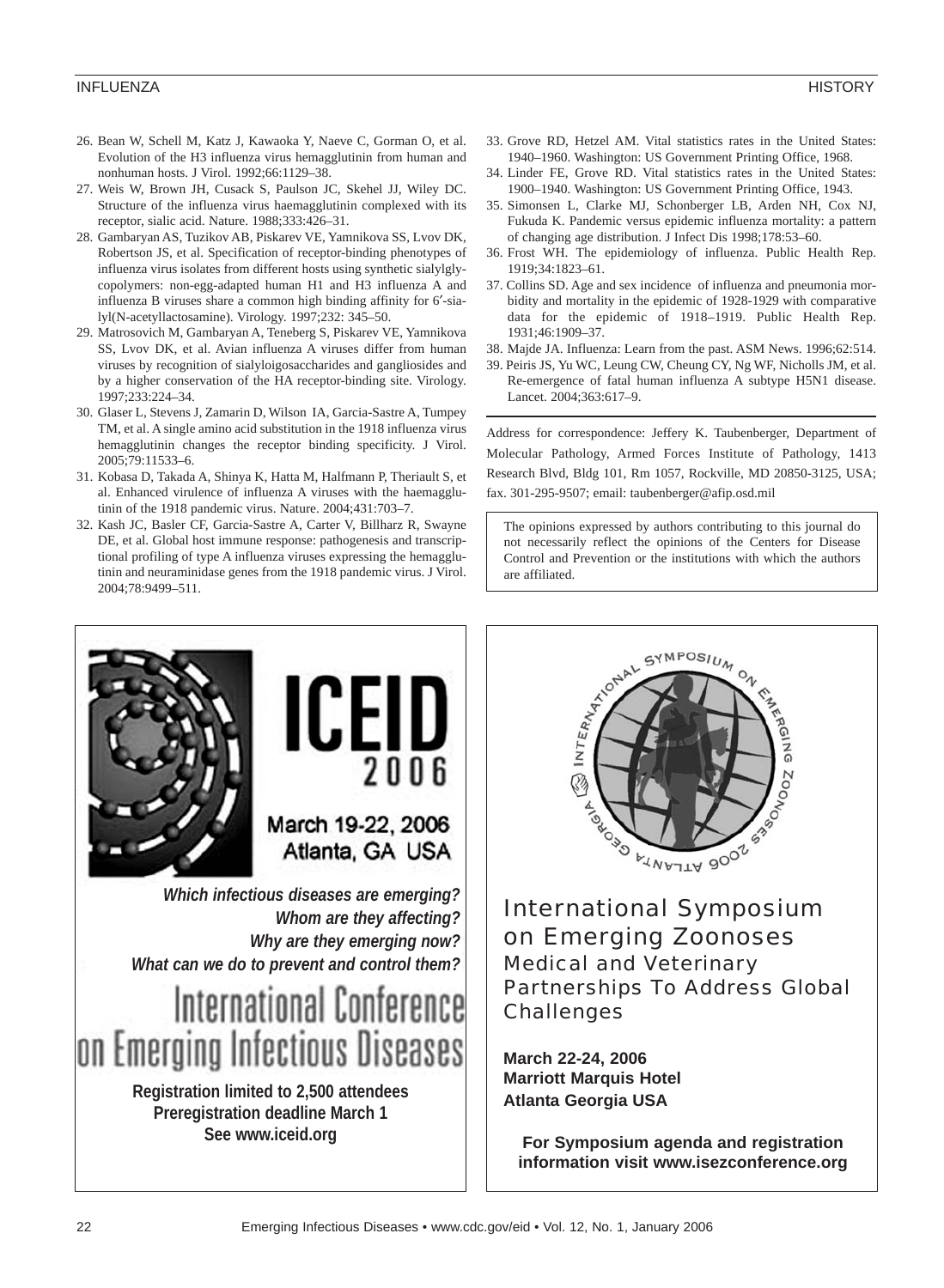26. Bean W, Schell M, Katz J, Kawaoka Y, Naeve C, Gorman O, et al. Evolution of the H3 influenza virus hemagglutinin from human and nonhuman hosts. J Virol. 1992;66:1129–38.
27. Weis W, Brown JH, Cusack S, Paulson JC, Skehel JJ, Wiley DC. Structure of the influenza virus haemagglutinin complexed with its receptor, sialic acid. Nature. 1988;333:426–31.
28. Gambaryan AS, Tuzikov AB, Piskarev VE, Yamnikova SS, Lvov DK, Robertson JS, et al. Specification of receptor-binding phenotypes of influenza virus isolates from different hosts using synthetic sialylglycopolymers: non-egg-adapted human H1 and H3 influenza A and influenza B viruses share a common high binding affinity for 6′-sialyl(N-acetyllactosamine). Virology. 1997;232: 345–50.
29. Matrosovich M, Gambaryan A, Teneberg S, Piskarev VE, Yamnikova SS, Lvov DK, et al. Avian influenza A viruses differ from human viruses by recognition of sialyloigosaccharides and gangliosides and by a higher conservation of the HA receptor-binding site. Virology. 1997;233:224–34.
30. Glaser L, Stevens J, Zamarin D, Wilson IA, Garcia-Sastre A, Tumpey TM, et al. A single amino acid substitution in the 1918 influenza virus hemagglutinin changes the receptor binding specificity. J Virol. 2005;79:11533–6.
31. Kobasa D, Takada A, Shinya K, Hatta M, Halfmann P, Theriault S, et al. Enhanced virulence of influenza A viruses with the haemagglutinin of the 1918 pandemic virus. Nature. 2004;431:703–7.
32. Kash JC, Basler CF, Garcia-Sastre A, Carter V, Billharz R, Swayne DE, et al. Global host immune response: pathogenesis and transcriptional profiling of type A influenza viruses expressing the hemagglutinin and neuraminidase genes from the 1918 pandemic virus. J Virol. 2004;78:9499–511.
33. Grove RD, Hetzel AM. Vital statistics rates in the United States: 1940–1960. Washington: US Government Printing Office, 1968.
34. Linder FE, Grove RD. Vital statistics rates in the United States: 1900–1940. Washington: US Government Printing Office, 1943.
35. Simonsen L, Clarke MJ, Schonberger LB, Arden NH, Cox NJ, Fukuda K. Pandemic versus epidemic influenza mortality: a pattern of changing age distribution. J Infect Dis 1998;178:53–60.
36. Frost WH. The epidemiology of influenza. Public Health Rep. 1919;34:1823–61.
37. Collins SD. Age and sex incidence of influenza and pneumonia morbidity and mortality in the epidemic of 1928-1929 with comparative data for the epidemic of 1918–1919. Public Health Rep. 1931;46:1909–37.
38. Majde JA. Influenza: Learn from the past. ASM News. 1996;62:514.
39. Peiris JS, Yu WC, Leung CW, Cheung CY, Ng WF, Nicholls JM, et al. Re-emergence of fatal human influenza A subtype H5N1 disease. Lancet. 2004;363:617–9.

Address for correspondence: Jeffery K. Taubenberger, Department of Molecular Pathology, Armed Forces Institute of Pathology, 1413 Research Blvd, Bldg 101, Rm 1057, Rockville, MD 20850-3125, USA; fax. 301-295-9507; email: taubenberger@afip.osd.mil

The opinions expressed by authors contributing to this journal do not necessarily reflect the opinions of the Centers for Disease Control and Prevention or the institutions with which the authors are affiliated.

ICEID 2006

March 19-22, 2006
Atlanta, GA USA

***Which infectious diseases are emerging?***
***Whom are they affecting?***
***Why are they emerging now?***
***What can we do to prevent and control them?***

International Conference on Emerging Infectious Diseases

**Registration limited to 2,500 attendees**
**Preregistration deadline March 1**
**See www.iceid.org**

International Symposium on Emerging Zoonoses 2006 Atlanta Georgia

International Symposium on Emerging Zoonoses
Medical and Veterinary Partnerships To Address Global Challenges

**March 22-24, 2006**
**Marriott Marquis Hotel**
**Atlanta Georgia USA**

**For Symposium agenda and registration information visit www.isezconference.org**